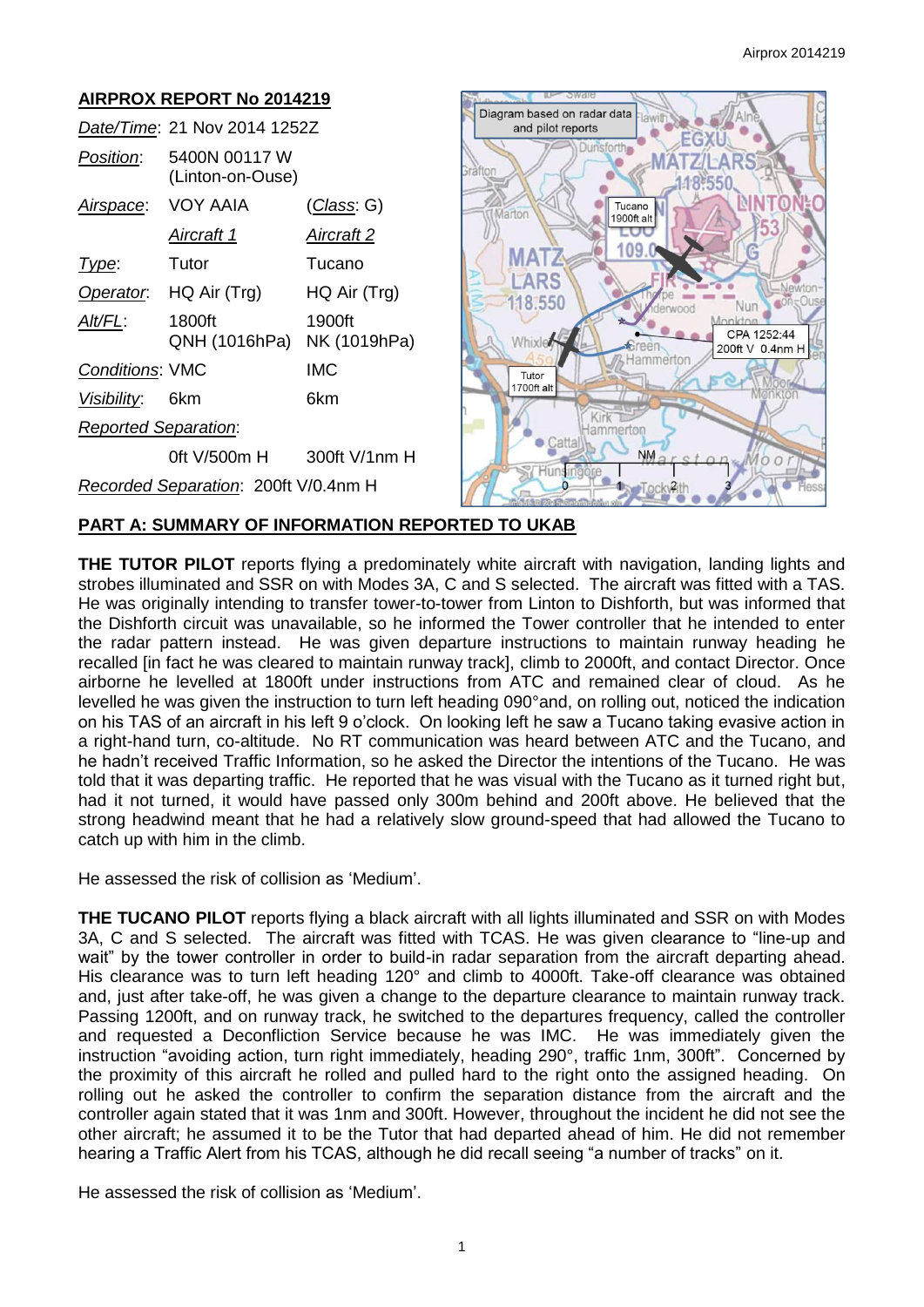## AIRPROX REPORT No 2014219

| | | |
|---|---|---|
| *Date/Time*: | 21 Nov 2014 1252Z | |
| *Position*: | 5400N 00117 W (Linton-on-Ouse) | |
| *Airspace*: | VOY AAIA | (*Class*: G) |
| | *Aircraft 1* | *Aircraft 2* |
| *Type*: | Tutor | Tucano |
| *Operator*: | HQ Air (Trg) | HQ Air (Trg) |
| *Alt/FL*: | 1800ft QNH (1016hPa) | 1900ft NK (1019hPa) |
| *Conditions*: | VMC | IMC |
| *Visibility*: | 6km | 6km |
| *Reported Separation*: | | |
| | 0ft V/500m H | 300ft V/1nm H |
| *Recorded Separation*: | 200ft V/0.4nm H | |

## PART A: SUMMARY OF INFORMATION REPORTED TO UKAB

**THE TUTOR PILOT** reports flying a predominately white aircraft with navigation, landing lights and strobes illuminated and SSR on with Modes 3A, C and S selected. The aircraft was fitted with a TAS. He was originally intending to transfer tower-to-tower from Linton to Dishforth, but was informed that the Dishforth circuit was unavailable, so he informed the Tower controller that he intended to enter the radar pattern instead. He was given departure instructions to maintain runway heading he recalled [in fact he was cleared to maintain runway track], climb to 2000ft, and contact Director. Once airborne he levelled at 1800ft under instructions from ATC and remained clear of cloud. As he levelled he was given the instruction to turn left heading 090°and, on rolling out, noticed the indication on his TAS of an aircraft in his left 9 o'clock. On looking left he saw a Tucano taking evasive action in a right-hand turn, co-altitude. No RT communication was heard between ATC and the Tucano, and he hadn't received Traffic Information, so he asked the Director the intentions of the Tucano. He was told that it was departing traffic. He reported that he was visual with the Tucano as it turned right but, had it not turned, it would have passed only 300m behind and 200ft above. He believed that the strong headwind meant that he had a relatively slow ground-speed that had allowed the Tucano to catch up with him in the climb.

He assessed the risk of collision as 'Medium'.

**THE TUCANO PILOT** reports flying a black aircraft with all lights illuminated and SSR on with Modes 3A, C and S selected. The aircraft was fitted with TCAS. He was given clearance to "line-up and wait" by the tower controller in order to build-in radar separation from the aircraft departing ahead. His clearance was to turn left heading 120° and climb to 4000ft. Take-off clearance was obtained and, just after take-off, he was given a change to the departure clearance to maintain runway track. Passing 1200ft, and on runway track, he switched to the departures frequency, called the controller and requested a Deconfliction Service because he was IMC. He was immediately given the instruction "avoiding action, turn right immediately, heading 290°, traffic 1nm, 300ft". Concerned by the proximity of this aircraft he rolled and pulled hard to the right onto the assigned heading. On rolling out he asked the controller to confirm the separation distance from the aircraft and the controller again stated that it was 1nm and 300ft. However, throughout the incident he did not see the other aircraft; he assumed it to be the Tutor that had departed ahead of him. He did not remember hearing a Traffic Alert from his TCAS, although he did recall seeing "a number of tracks" on it.

He assessed the risk of collision as 'Medium'.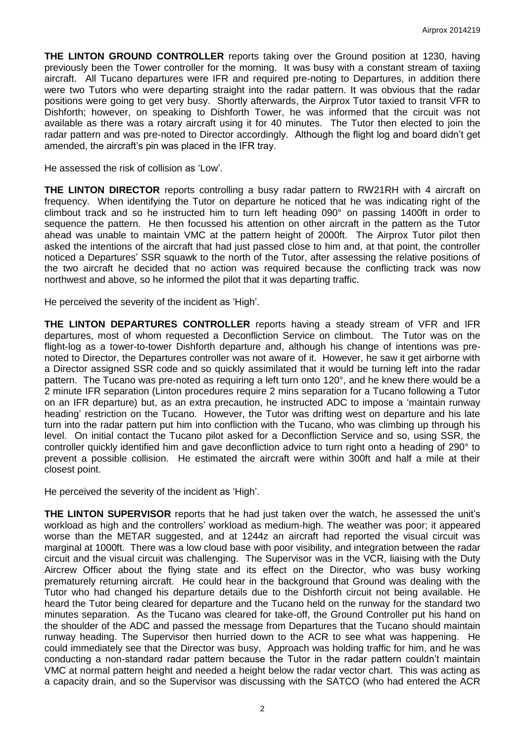**THE LINTON GROUND CONTROLLER** reports taking over the Ground position at 1230, having previously been the Tower controller for the morning. It was busy with a constant stream of taxiing aircraft. All Tucano departures were IFR and required pre-noting to Departures, in addition there were two Tutors who were departing straight into the radar pattern. It was obvious that the radar positions were going to get very busy. Shortly afterwards, the Airprox Tutor taxied to transit VFR to Dishforth; however, on speaking to Dishforth Tower, he was informed that the circuit was not available as there was a rotary aircraft using it for 40 minutes. The Tutor then elected to join the radar pattern and was pre-noted to Director accordingly. Although the flight log and board didn't get amended, the aircraft's pin was placed in the IFR tray.

He assessed the risk of collision as 'Low'.

**THE LINTON DIRECTOR** reports controlling a busy radar pattern to RW21RH with 4 aircraft on frequency. When identifying the Tutor on departure he noticed that he was indicating right of the climbout track and so he instructed him to turn left heading 090° on passing 1400ft in order to sequence the pattern. He then focussed his attention on other aircraft in the pattern as the Tutor ahead was unable to maintain VMC at the pattern height of 2000ft. The Airprox Tutor pilot then asked the intentions of the aircraft that had just passed close to him and, at that point, the controller noticed a Departures' SSR squawk to the north of the Tutor, after assessing the relative positions of the two aircraft he decided that no action was required because the conflicting track was now northwest and above, so he informed the pilot that it was departing traffic.

He perceived the severity of the incident as 'High'.

**THE LINTON DEPARTURES CONTROLLER** reports having a steady stream of VFR and IFR departures, most of whom requested a Deconfliction Service on climbout. The Tutor was on the flight-log as a tower-to-tower Dishforth departure and, although his change of intentions was pre-noted to Director, the Departures controller was not aware of it. However, he saw it get airborne with a Director assigned SSR code and so quickly assimilated that it would be turning left into the radar pattern. The Tucano was pre-noted as requiring a left turn onto 120°, and he knew there would be a 2 minute IFR separation (Linton procedures require 2 mins separation for a Tucano following a Tutor on an IFR departure) but, as an extra precaution, he instructed ADC to impose a 'maintain runway heading' restriction on the Tucano. However, the Tutor was drifting west on departure and his late turn into the radar pattern put him into confliction with the Tucano, who was climbing up through his level. On initial contact the Tucano pilot asked for a Deconfliction Service and so, using SSR, the controller quickly identified him and gave deconfliction advice to turn right onto a heading of 290° to prevent a possible collision. He estimated the aircraft were within 300ft and half a mile at their closest point.

He perceived the severity of the incident as 'High'.

**THE LINTON SUPERVISOR** reports that he had just taken over the watch, he assessed the unit's workload as high and the controllers' workload as medium-high. The weather was poor; it appeared worse than the METAR suggested, and at 1244z an aircraft had reported the visual circuit was marginal at 1000ft. There was a low cloud base with poor visibility, and integration between the radar circuit and the visual circuit was challenging. The Supervisor was in the VCR, liaising with the Duty Aircrew Officer about the flying state and its effect on the Director, who was busy working prematurely returning aircraft. He could hear in the background that Ground was dealing with the Tutor who had changed his departure details due to the Dishforth circuit not being available. He heard the Tutor being cleared for departure and the Tucano held on the runway for the standard two minutes separation. As the Tucano was cleared for take-off, the Ground Controller put his hand on the shoulder of the ADC and passed the message from Departures that the Tucano should maintain runway heading. The Supervisor then hurried down to the ACR to see what was happening. He could immediately see that the Director was busy, Approach was holding traffic for him, and he was conducting a non-standard radar pattern because the Tutor in the radar pattern couldn't maintain VMC at normal pattern height and needed a height below the radar vector chart. This was acting as a capacity drain, and so the Supervisor was discussing with the SATCO (who had entered the ACR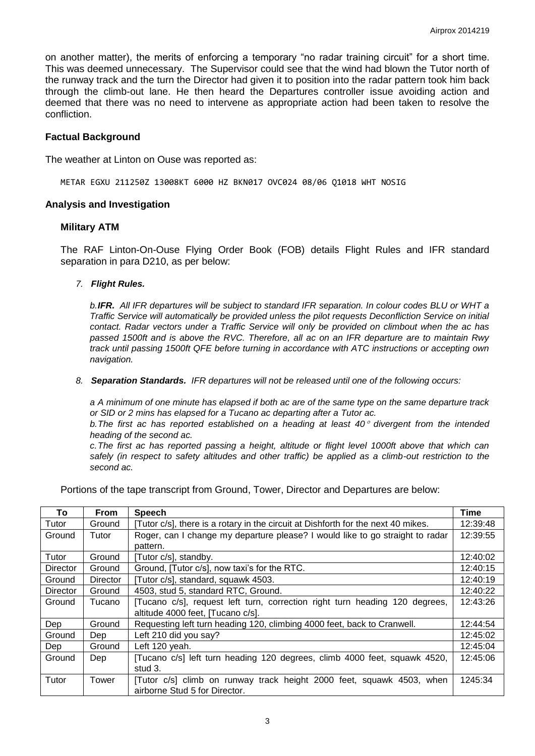on another matter), the merits of enforcing a temporary "no radar training circuit" for a short time. This was deemed unnecessary. The Supervisor could see that the wind had blown the Tutor north of the runway track and the turn the Director had given it to position into the radar pattern took him back through the climb-out lane. He then heard the Departures controller issue avoiding action and deemed that there was no need to intervene as appropriate action had been taken to resolve the confliction.

## Factual Background

The weather at Linton on Ouse was reported as:

```
METAR EGXU 211250Z 13008KT 6000 HZ BKN017 OVC024 08/06 Q1018 WHT NOSIG
```

## Analysis and Investigation

### Military ATM

The RAF Linton-On-Ouse Flying Order Book (FOB) details Flight Rules and IFR standard separation in para D210, as per below:

*7. **Flight Rules.***

*b.**IFR.** All IFR departures will be subject to standard IFR separation. In colour codes BLU or WHT a Traffic Service will automatically be provided unless the pilot requests Deconfliction Service on initial contact. Radar vectors under a Traffic Service will only be provided on climbout when the ac has passed 1500ft and is above the RVC. Therefore, all ac on an IFR departure are to maintain Rwy track until passing 1500ft QFE before turning in accordance with ATC instructions or accepting own navigation.*

*8. **Separation Standards.** IFR departures will not be released until one of the following occurs:*

*a A minimum of one minute has elapsed if both ac are of the same type on the same departure track or SID or 2 mins has elapsed for a Tucano ac departing after a Tutor ac.*

*b.The first ac has reported established on a heading at least 40° divergent from the intended heading of the second ac.*

*c.The first ac has reported passing a height, altitude or flight level 1000ft above that which can safely (in respect to safety altitudes and other traffic) be applied as a climb-out restriction to the second ac.*

Portions of the tape transcript from Ground, Tower, Director and Departures are below:

| To | From | Speech | Time |
|---|---|---|---|
| Tutor | Ground | [Tutor c/s], there is a rotary in the circuit at Dishforth for the next 40 mikes. | 12:39:48 |
| Ground | Tutor | Roger, can I change my departure please? I would like to go straight to radar pattern. | 12:39:55 |
| Tutor | Ground | [Tutor c/s], standby. | 12:40:02 |
| Director | Ground | Ground, [Tutor c/s], now taxi's for the RTC. | 12:40:15 |
| Ground | Director | [Tutor c/s], standard, squawk 4503. | 12:40:19 |
| Director | Ground | 4503, stud 5, standard RTC, Ground. | 12:40:22 |
| Ground | Tucano | [Tucano c/s], request left turn, correction right turn heading 120 degrees, altitude 4000 feet, [Tucano c/s]. | 12:43:26 |
| Dep | Ground | Requesting left turn heading 120, climbing 4000 feet, back to Cranwell. | 12:44:54 |
| Ground | Dep | Left 210 did you say? | 12:45:02 |
| Dep | Ground | Left 120 yeah. | 12:45:04 |
| Ground | Dep | [Tucano c/s] left turn heading 120 degrees, climb 4000 feet, squawk 4520, stud 3. | 12:45:06 |
| Tutor | Tower | [Tutor c/s] climb on runway track height 2000 feet, squawk 4503, when airborne Stud 5 for Director. | 1245:34 |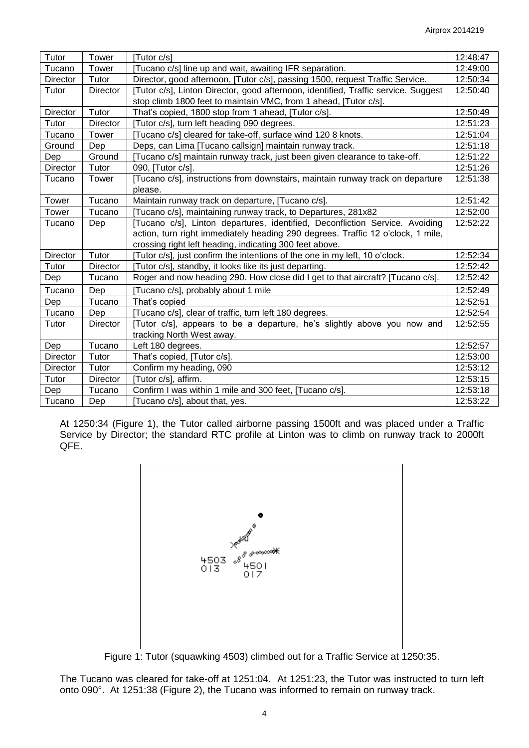| Tutor | Tower | [Tutor c/s] | 12:48:47 |
|---|---|---|---|
| Tucano | Tower | [Tucano c/s] line up and wait, awaiting IFR separation. | 12:49:00 |
| Director | Tutor | Director, good afternoon, [Tutor c/s], passing 1500, request Traffic Service. | 12:50:34 |
| Tutor | Director | [Tutor c/s], Linton Director, good afternoon, identified, Traffic service. Suggest stop climb 1800 feet to maintain VMC, from 1 ahead, [Tutor c/s]. | 12:50:40 |
| Director | Tutor | That's copied, 1800 stop from 1 ahead, [Tutor c/s]. | 12:50:49 |
| Tutor | Director | [Tutor c/s], turn left heading 090 degrees. | 12:51:23 |
| Tucano | Tower | [Tucano c/s] cleared for take-off, surface wind 120 8 knots. | 12:51:04 |
| Ground | Dep | Deps, can Lima [Tucano callsign] maintain runway track. | 12:51:18 |
| Dep | Ground | [Tucano c/s] maintain runway track, just been given clearance to take-off. | 12:51:22 |
| Director | Tutor | 090, [Tutor c/s]. | 12:51:26 |
| Tucano | Tower | [Tucano c/s], instructions from downstairs, maintain runway track on departure please. | 12:51:38 |
| Tower | Tucano | Maintain runway track on departure, [Tucano c/s]. | 12:51:42 |
| Tower | Tucano | [Tucano c/s], maintaining runway track, to Departures, 281x82 | 12:52:00 |
| Tucano | Dep | [Tucano c/s], Linton departures, identified, Deconfliction Service. Avoiding action, turn right immediately heading 290 degrees. Traffic 12 o'clock, 1 mile, crossing right left heading, indicating 300 feet above. | 12:52:22 |
| Director | Tutor | [Tutor c/s], just confirm the intentions of the one in my left, 10 o'clock. | 12:52:34 |
| Tutor | Director | [Tutor c/s], standby, it looks like its just departing. | 12:52:42 |
| Dep | Tucano | Roger and now heading 290. How close did I get to that aircraft? [Tucano c/s]. | 12:52:42 |
| Tucano | Dep | [Tucano c/s], probably about 1 mile | 12:52:49 |
| Dep | Tucano | That's copied | 12:52:51 |
| Tucano | Dep | [Tucano c/s], clear of traffic, turn left 180 degrees. | 12:52:54 |
| Tutor | Director | [Tutor c/s], appears to be a departure, he's slightly above you now and tracking North West away. | 12:52:55 |
| Dep | Tucano | Left 180 degrees. | 12:52:57 |
| Director | Tutor | That's copied, [Tutor c/s]. | 12:53:00 |
| Director | Tutor | Confirm my heading, 090 | 12:53:12 |
| Tutor | Director | [Tutor c/s], affirm. | 12:53:15 |
| Dep | Tucano | Confirm I was within 1 mile and 300 feet, [Tucano c/s]. | 12:53:18 |
| Tucano | Dep | [Tucano c/s], about that, yes. | 12:53:22 |

At 1250:34 (Figure 1), the Tutor called airborne passing 1500ft and was placed under a Traffic Service by Director; the standard RTC profile at Linton was to climb on runway track to 2000ft QFE.

Figure 1: Tutor (squawking 4503) climbed out for a Traffic Service at 1250:35.

The Tucano was cleared for take-off at 1251:04. At 1251:23, the Tutor was instructed to turn left onto 090°. At 1251:38 (Figure 2), the Tucano was informed to remain on runway track.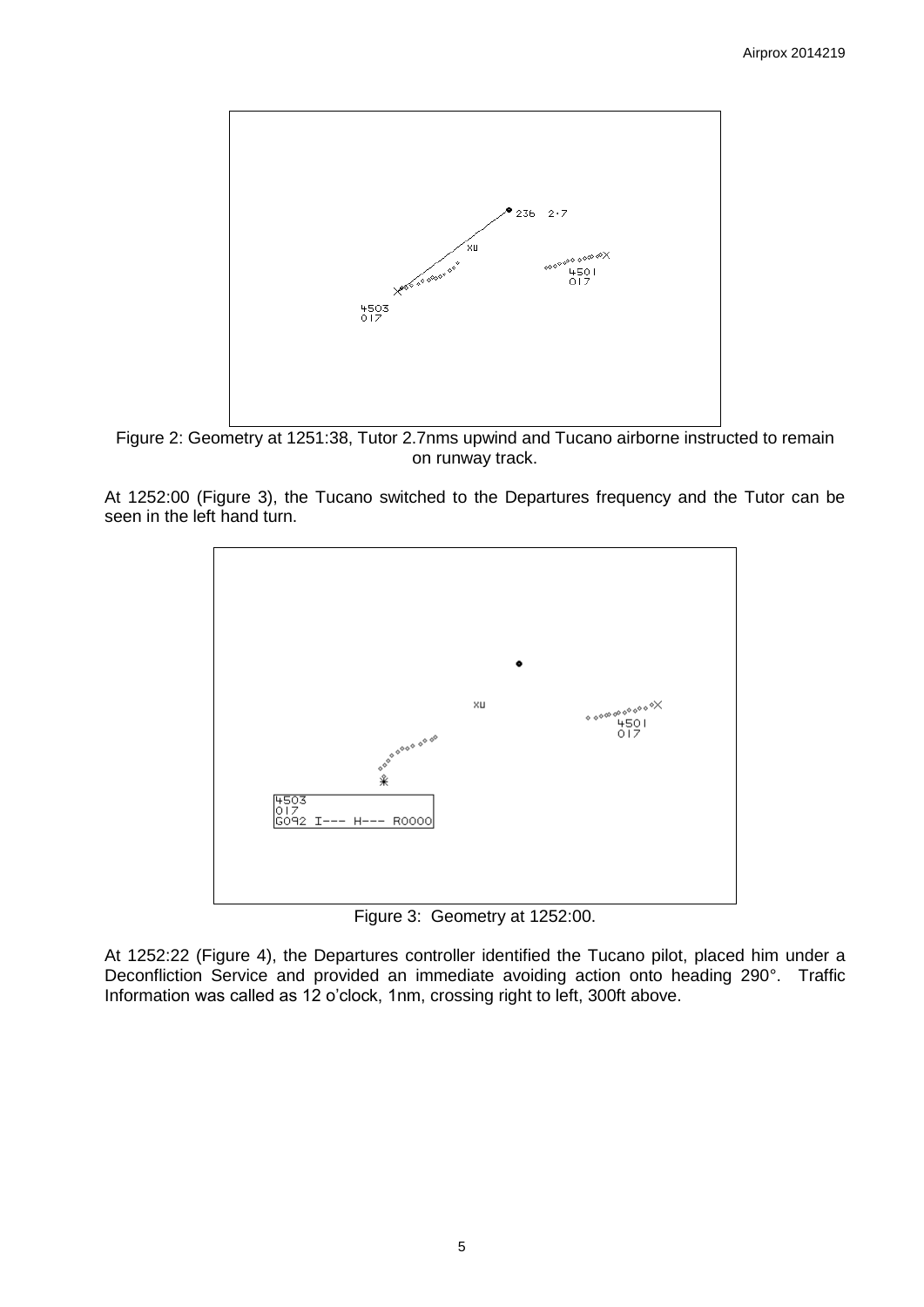Figure 2: Geometry at 1251:38, Tutor 2.7nms upwind and Tucano airborne instructed to remain on runway track.

At 1252:00 (Figure 3), the Tucano switched to the Departures frequency and the Tutor can be seen in the left hand turn.

Figure 3: Geometry at 1252:00.

At 1252:22 (Figure 4), the Departures controller identified the Tucano pilot, placed him under a Deconfliction Service and provided an immediate avoiding action onto heading 290°. Traffic Information was called as 12 o'clock, 1nm, crossing right to left, 300ft above.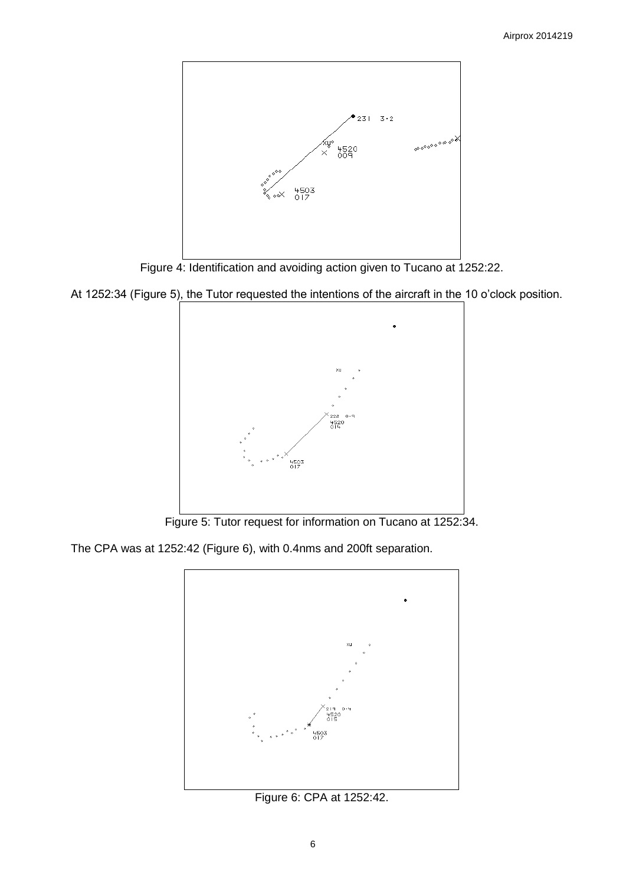Figure 4: Identification and avoiding action given to Tucano at 1252:22.

At 1252:34 (Figure 5), the Tutor requested the intentions of the aircraft in the 10 o'clock position.

Figure 5: Tutor request for information on Tucano at 1252:34.

The CPA was at 1252:42 (Figure 6), with 0.4nms and 200ft separation.

Figure 6: CPA at 1252:42.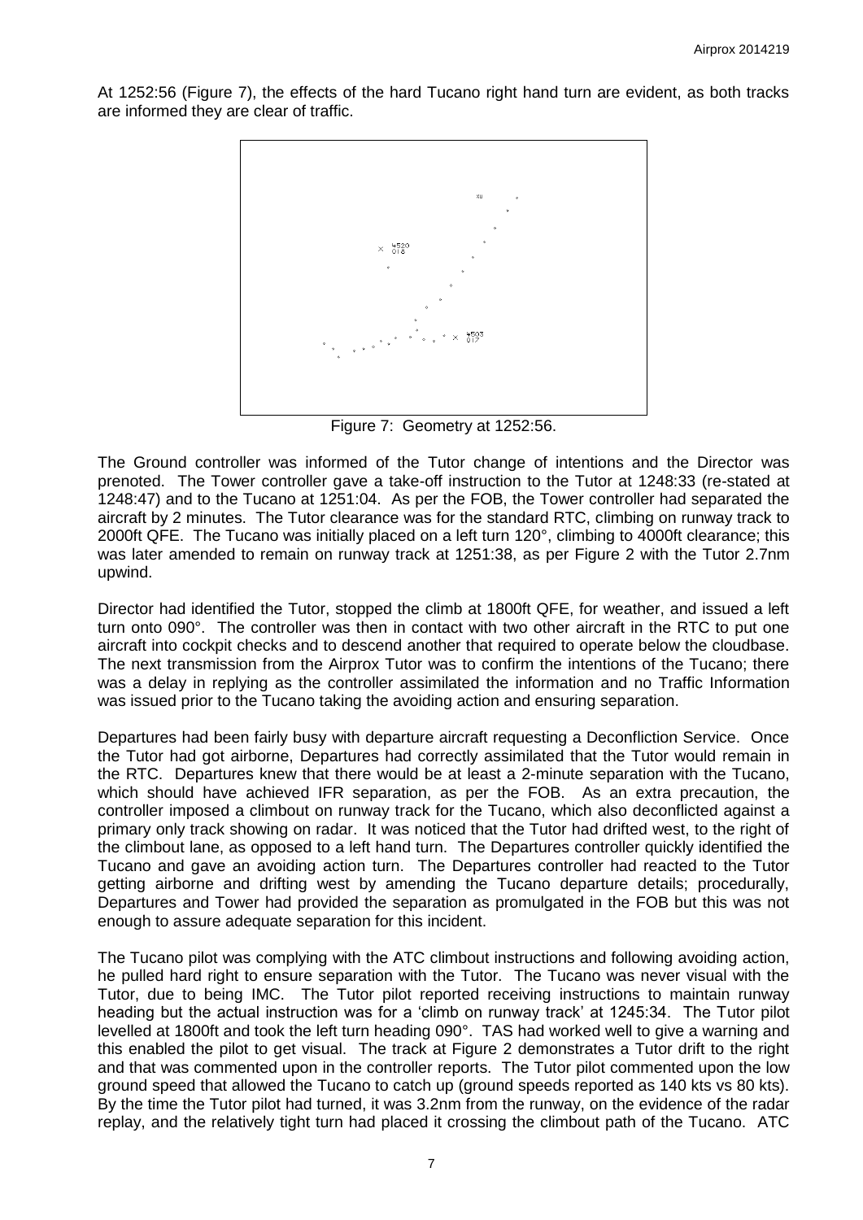At 1252:56 (Figure 7), the effects of the hard Tucano right hand turn are evident, as both tracks are informed they are clear of traffic.

Figure 7: Geometry at 1252:56.

The Ground controller was informed of the Tutor change of intentions and the Director was prenoted. The Tower controller gave a take-off instruction to the Tutor at 1248:33 (re-stated at 1248:47) and to the Tucano at 1251:04. As per the FOB, the Tower controller had separated the aircraft by 2 minutes. The Tutor clearance was for the standard RTC, climbing on runway track to 2000ft QFE. The Tucano was initially placed on a left turn 120°, climbing to 4000ft clearance; this was later amended to remain on runway track at 1251:38, as per Figure 2 with the Tutor 2.7nm upwind.

Director had identified the Tutor, stopped the climb at 1800ft QFE, for weather, and issued a left turn onto 090°. The controller was then in contact with two other aircraft in the RTC to put one aircraft into cockpit checks and to descend another that required to operate below the cloudbase. The next transmission from the Airprox Tutor was to confirm the intentions of the Tucano; there was a delay in replying as the controller assimilated the information and no Traffic Information was issued prior to the Tucano taking the avoiding action and ensuring separation.

Departures had been fairly busy with departure aircraft requesting a Deconfliction Service. Once the Tutor had got airborne, Departures had correctly assimilated that the Tutor would remain in the RTC. Departures knew that there would be at least a 2-minute separation with the Tucano, which should have achieved IFR separation, as per the FOB. As an extra precaution, the controller imposed a climbout on runway track for the Tucano, which also deconflicted against a primary only track showing on radar. It was noticed that the Tutor had drifted west, to the right of the climbout lane, as opposed to a left hand turn. The Departures controller quickly identified the Tucano and gave an avoiding action turn. The Departures controller had reacted to the Tutor getting airborne and drifting west by amending the Tucano departure details; procedurally, Departures and Tower had provided the separation as promulgated in the FOB but this was not enough to assure adequate separation for this incident.

The Tucano pilot was complying with the ATC climbout instructions and following avoiding action, he pulled hard right to ensure separation with the Tutor. The Tucano was never visual with the Tutor, due to being IMC. The Tutor pilot reported receiving instructions to maintain runway heading but the actual instruction was for a 'climb on runway track' at 1245:34. The Tutor pilot levelled at 1800ft and took the left turn heading 090°. TAS had worked well to give a warning and this enabled the pilot to get visual. The track at Figure 2 demonstrates a Tutor drift to the right and that was commented upon in the controller reports. The Tutor pilot commented upon the low ground speed that allowed the Tucano to catch up (ground speeds reported as 140 kts vs 80 kts). By the time the Tutor pilot had turned, it was 3.2nm from the runway, on the evidence of the radar replay, and the relatively tight turn had placed it crossing the climbout path of the Tucano. ATC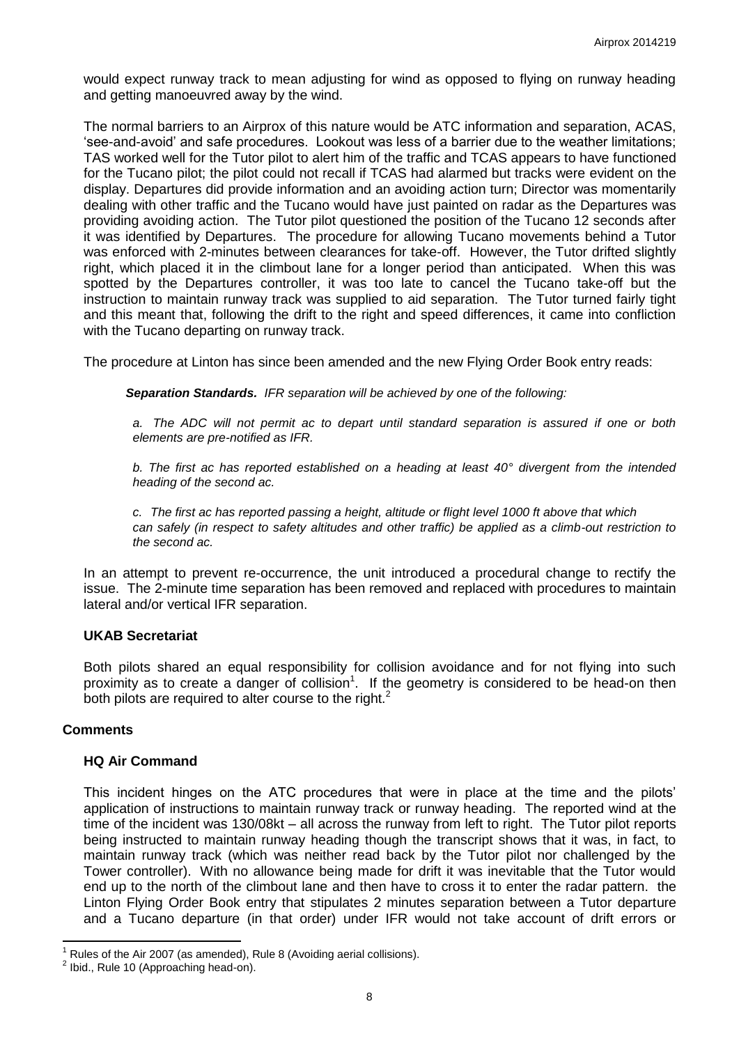would expect runway track to mean adjusting for wind as opposed to flying on runway heading and getting manoeuvred away by the wind.

The normal barriers to an Airprox of this nature would be ATC information and separation, ACAS, 'see-and-avoid' and safe procedures. Lookout was less of a barrier due to the weather limitations; TAS worked well for the Tutor pilot to alert him of the traffic and TCAS appears to have functioned for the Tucano pilot; the pilot could not recall if TCAS had alarmed but tracks were evident on the display. Departures did provide information and an avoiding action turn; Director was momentarily dealing with other traffic and the Tucano would have just painted on radar as the Departures was providing avoiding action. The Tutor pilot questioned the position of the Tucano 12 seconds after it was identified by Departures. The procedure for allowing Tucano movements behind a Tutor was enforced with 2-minutes between clearances for take-off. However, the Tutor drifted slightly right, which placed it in the climbout lane for a longer period than anticipated. When this was spotted by the Departures controller, it was too late to cancel the Tucano take-off but the instruction to maintain runway track was supplied to aid separation. The Tutor turned fairly tight and this meant that, following the drift to the right and speed differences, it came into confliction with the Tucano departing on runway track.

The procedure at Linton has since been amended and the new Flying Order Book entry reads:

> ***Separation Standards.*** *IFR separation will be achieved by one of the following:*
>
> *a. The ADC will not permit ac to depart until standard separation is assured if one or both elements are pre-notified as IFR.*
>
> *b. The first ac has reported established on a heading at least 40° divergent from the intended heading of the second ac.*
>
> *c. The first ac has reported passing a height, altitude or flight level 1000 ft above that which can safely (in respect to safety altitudes and other traffic) be applied as a climb-out restriction to the second ac.*

In an attempt to prevent re-occurrence, the unit introduced a procedural change to rectify the issue. The 2-minute time separation has been removed and replaced with procedures to maintain lateral and/or vertical IFR separation.

### UKAB Secretariat

Both pilots shared an equal responsibility for collision avoidance and for not flying into such proximity as to create a danger of collision[1]. If the geometry is considered to be head-on then both pilots are required to alter course to the right.[2]

## Comments

### HQ Air Command

This incident hinges on the ATC procedures that were in place at the time and the pilots' application of instructions to maintain runway track or runway heading. The reported wind at the time of the incident was 130/08kt – all across the runway from left to right. The Tutor pilot reports being instructed to maintain runway heading though the transcript shows that it was, in fact, to maintain runway track (which was neither read back by the Tutor pilot nor challenged by the Tower controller). With no allowance being made for drift it was inevitable that the Tutor would end up to the north of the climbout lane and then have to cross it to enter the radar pattern. the Linton Flying Order Book entry that stipulates 2 minutes separation between a Tutor departure and a Tucano departure (in that order) under IFR would not take account of drift errors or

---

[1] Rules of the Air 2007 (as amended), Rule 8 (Avoiding aerial collisions).

[2] Ibid., Rule 10 (Approaching head-on).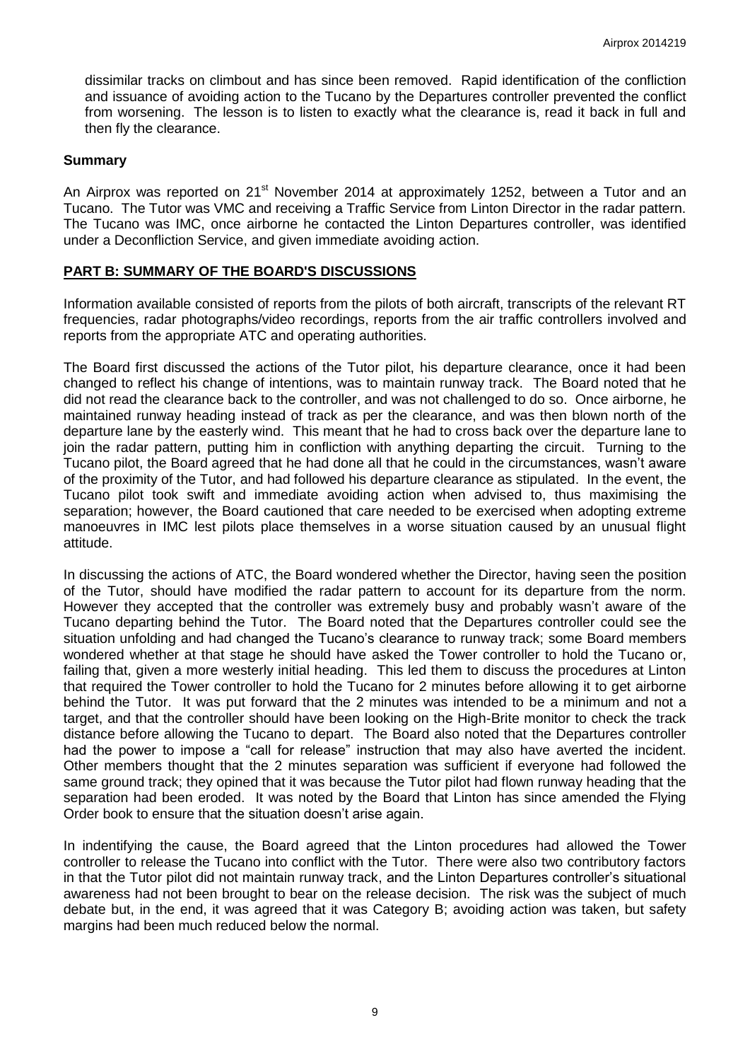dissimilar tracks on climbout and has since been removed. Rapid identification of the confliction and issuance of avoiding action to the Tucano by the Departures controller prevented the conflict from worsening. The lesson is to listen to exactly what the clearance is, read it back in full and then fly the clearance.

## Summary

An Airprox was reported on 21st November 2014 at approximately 1252, between a Tutor and an Tucano. The Tutor was VMC and receiving a Traffic Service from Linton Director in the radar pattern. The Tucano was IMC, once airborne he contacted the Linton Departures controller, was identified under a Deconfliction Service, and given immediate avoiding action.

## PART B: SUMMARY OF THE BOARD'S DISCUSSIONS

Information available consisted of reports from the pilots of both aircraft, transcripts of the relevant RT frequencies, radar photographs/video recordings, reports from the air traffic controllers involved and reports from the appropriate ATC and operating authorities.

The Board first discussed the actions of the Tutor pilot, his departure clearance, once it had been changed to reflect his change of intentions, was to maintain runway track. The Board noted that he did not read the clearance back to the controller, and was not challenged to do so. Once airborne, he maintained runway heading instead of track as per the clearance, and was then blown north of the departure lane by the easterly wind. This meant that he had to cross back over the departure lane to join the radar pattern, putting him in confliction with anything departing the circuit. Turning to the Tucano pilot, the Board agreed that he had done all that he could in the circumstances, wasn't aware of the proximity of the Tutor, and had followed his departure clearance as stipulated. In the event, the Tucano pilot took swift and immediate avoiding action when advised to, thus maximising the separation; however, the Board cautioned that care needed to be exercised when adopting extreme manoeuvres in IMC lest pilots place themselves in a worse situation caused by an unusual flight attitude.

In discussing the actions of ATC, the Board wondered whether the Director, having seen the position of the Tutor, should have modified the radar pattern to account for its departure from the norm. However they accepted that the controller was extremely busy and probably wasn't aware of the Tucano departing behind the Tutor. The Board noted that the Departures controller could see the situation unfolding and had changed the Tucano's clearance to runway track; some Board members wondered whether at that stage he should have asked the Tower controller to hold the Tucano or, failing that, given a more westerly initial heading. This led them to discuss the procedures at Linton that required the Tower controller to hold the Tucano for 2 minutes before allowing it to get airborne behind the Tutor. It was put forward that the 2 minutes was intended to be a minimum and not a target, and that the controller should have been looking on the High-Brite monitor to check the track distance before allowing the Tucano to depart. The Board also noted that the Departures controller had the power to impose a "call for release" instruction that may also have averted the incident. Other members thought that the 2 minutes separation was sufficient if everyone had followed the same ground track; they opined that it was because the Tutor pilot had flown runway heading that the separation had been eroded. It was noted by the Board that Linton has since amended the Flying Order book to ensure that the situation doesn't arise again.

In indentifying the cause, the Board agreed that the Linton procedures had allowed the Tower controller to release the Tucano into conflict with the Tutor. There were also two contributory factors in that the Tutor pilot did not maintain runway track, and the Linton Departures controller's situational awareness had not been brought to bear on the release decision. The risk was the subject of much debate but, in the end, it was agreed that it was Category B; avoiding action was taken, but safety margins had been much reduced below the normal.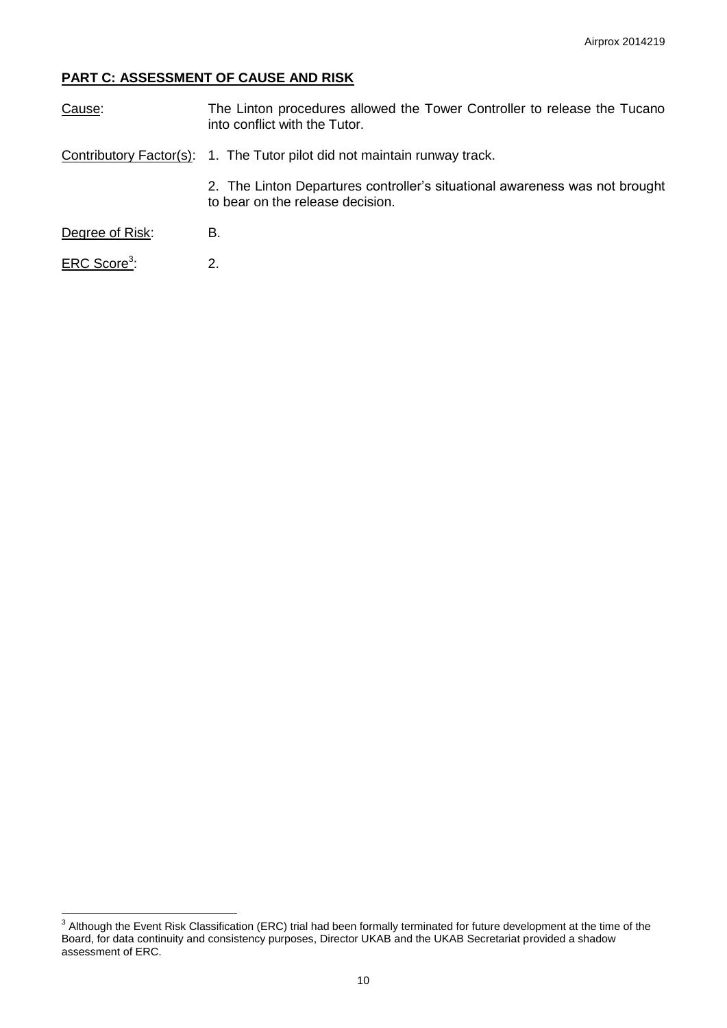**PART C: ASSESSMENT OF CAUSE AND RISK**

Cause: The Linton procedures allowed the Tower Controller to release the Tucano into conflict with the Tutor.

Contributory Factor(s): 1. The Tutor pilot did not maintain runway track.

2. The Linton Departures controller's situational awareness was not brought to bear on the release decision.

Degree of Risk: B.

ERC Score[3]: 2.

---

[3] Although the Event Risk Classification (ERC) trial had been formally terminated for future development at the time of the Board, for data continuity and consistency purposes, Director UKAB and the UKAB Secretariat provided a shadow assessment of ERC.